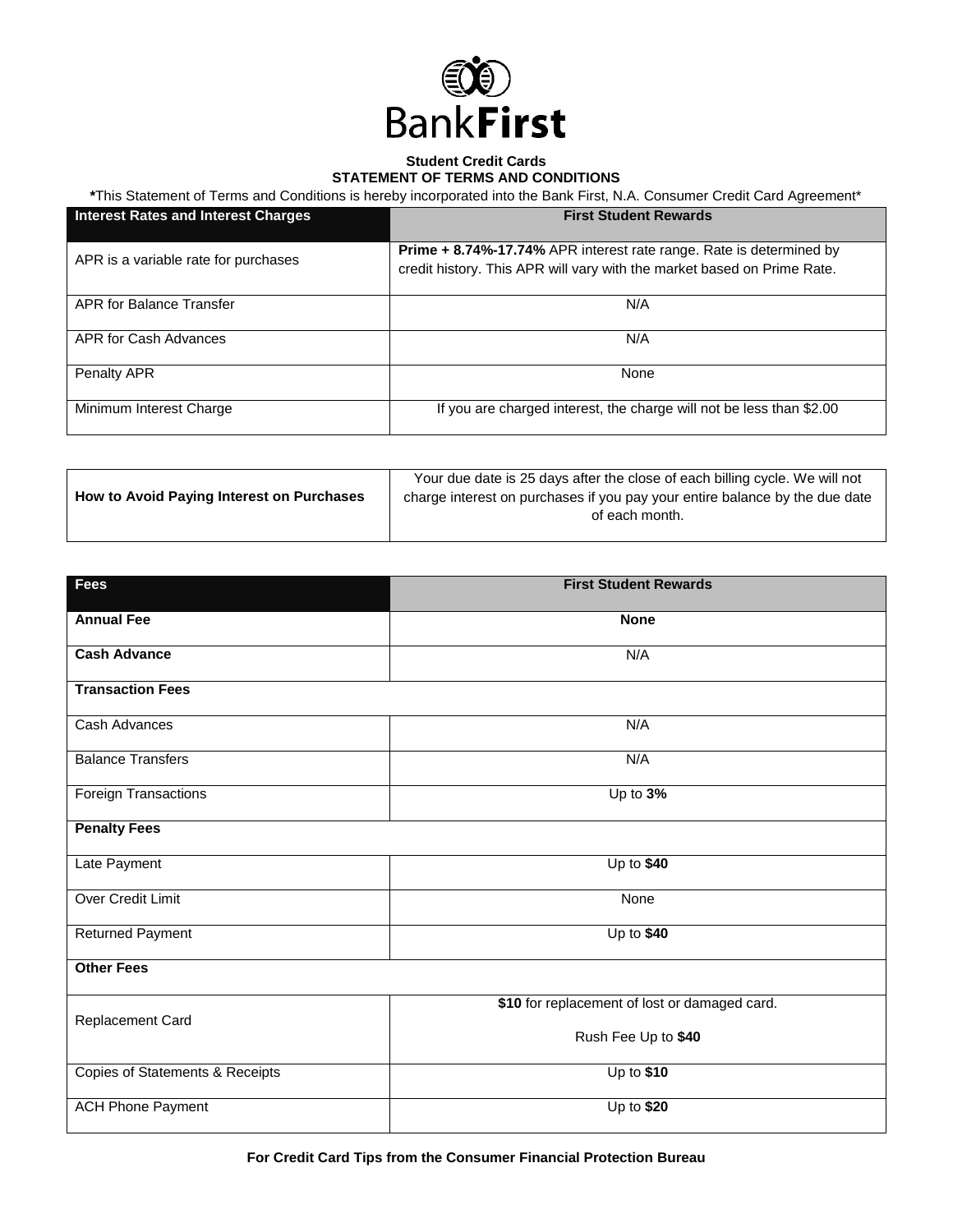**BankFirst**

**Student Credit Cards**
**STATEMENT OF TERMS AND CONDITIONS**

***This Statement of Terms and Conditions is hereby incorporated into the Bank First, N.A. Consumer Credit Card Agreement***

| Interest Rates and Interest Charges | First Student Rewards |
|---|---|
| APR is a variable rate for purchases | **Prime + 8.74%-17.74%** APR interest rate range. Rate is determined by credit history. This APR will vary with the market based on Prime Rate. |
| APR for Balance Transfer | N/A |
| APR for Cash Advances | N/A |
| Penalty APR | None |
| Minimum Interest Charge | If you are charged interest, the charge will not be less than $2.00 |

| | |
|---|---|
| **How to Avoid Paying Interest on Purchases** | Your due date is 25 days after the close of each billing cycle. We will not charge interest on purchases if you pay your entire balance by the due date of each month. |

| Fees | First Student Rewards |
|---|---|
| **Annual Fee** | **None** |
| **Cash Advance** | N/A |
| **Transaction Fees** | |
| Cash Advances | N/A |
| Balance Transfers | N/A |
| Foreign Transactions | Up to **3%** |
| **Penalty Fees** | |
| Late Payment | Up to **$40** |
| Over Credit Limit | None |
| Returned Payment | Up to **$40** |
| **Other Fees** | |
| Replacement Card | **$10** for replacement of lost or damaged card.<br><br>Rush Fee Up to **$40** |
| Copies of Statements & Receipts | Up to **$10** |
| ACH Phone Payment | Up to **$20** |

**For Credit Card Tips from the Consumer Financial Protection Bureau**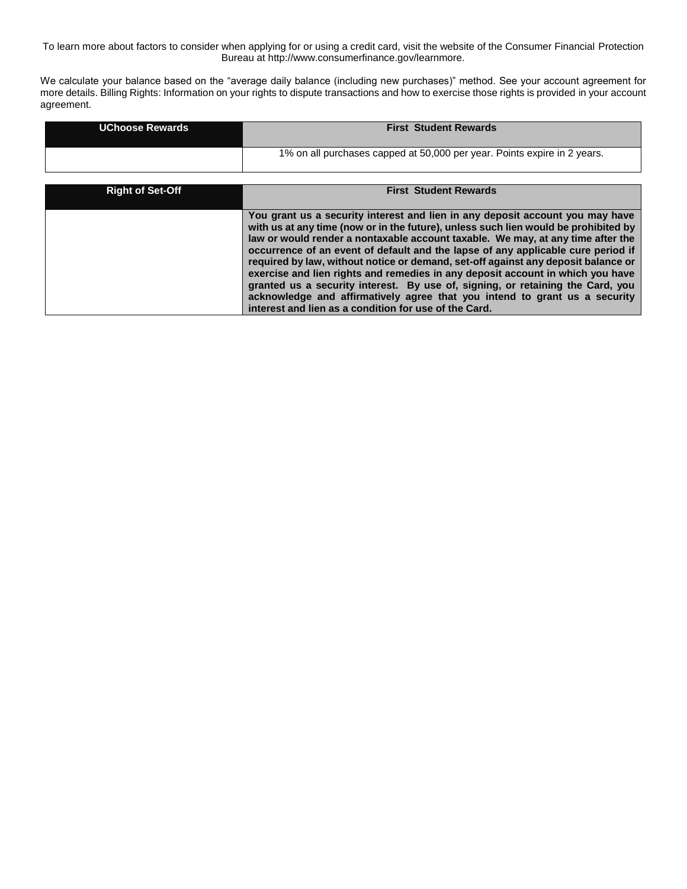To learn more about factors to consider when applying for or using a credit card, visit the website of the Consumer Financial Protection Bureau at http://www.consumerfinance.gov/learnmore.

We calculate your balance based on the "average daily balance (including new purchases)" method. See your account agreement for more details. Billing Rights: Information on your rights to dispute transactions and how to exercise those rights is provided in your account agreement.

| UChoose Rewards | First Student Rewards |
| --- | --- |
| | 1% on all purchases capped at 50,000 per year. Points expire in 2 years. |

| Right of Set-Off | First Student Rewards |
| --- | --- |
| | **You grant us a security interest and lien in any deposit account you may have with us at any time (now or in the future), unless such lien would be prohibited by law or would render a nontaxable account taxable. We may, at any time after the occurrence of an event of default and the lapse of any applicable cure period if required by law, without notice or demand, set-off against any deposit balance or exercise and lien rights and remedies in any deposit account in which you have granted us a security interest. By use of, signing, or retaining the Card, you acknowledge and affirmatively agree that you intend to grant us a security interest and lien as a condition for use of the Card.** |